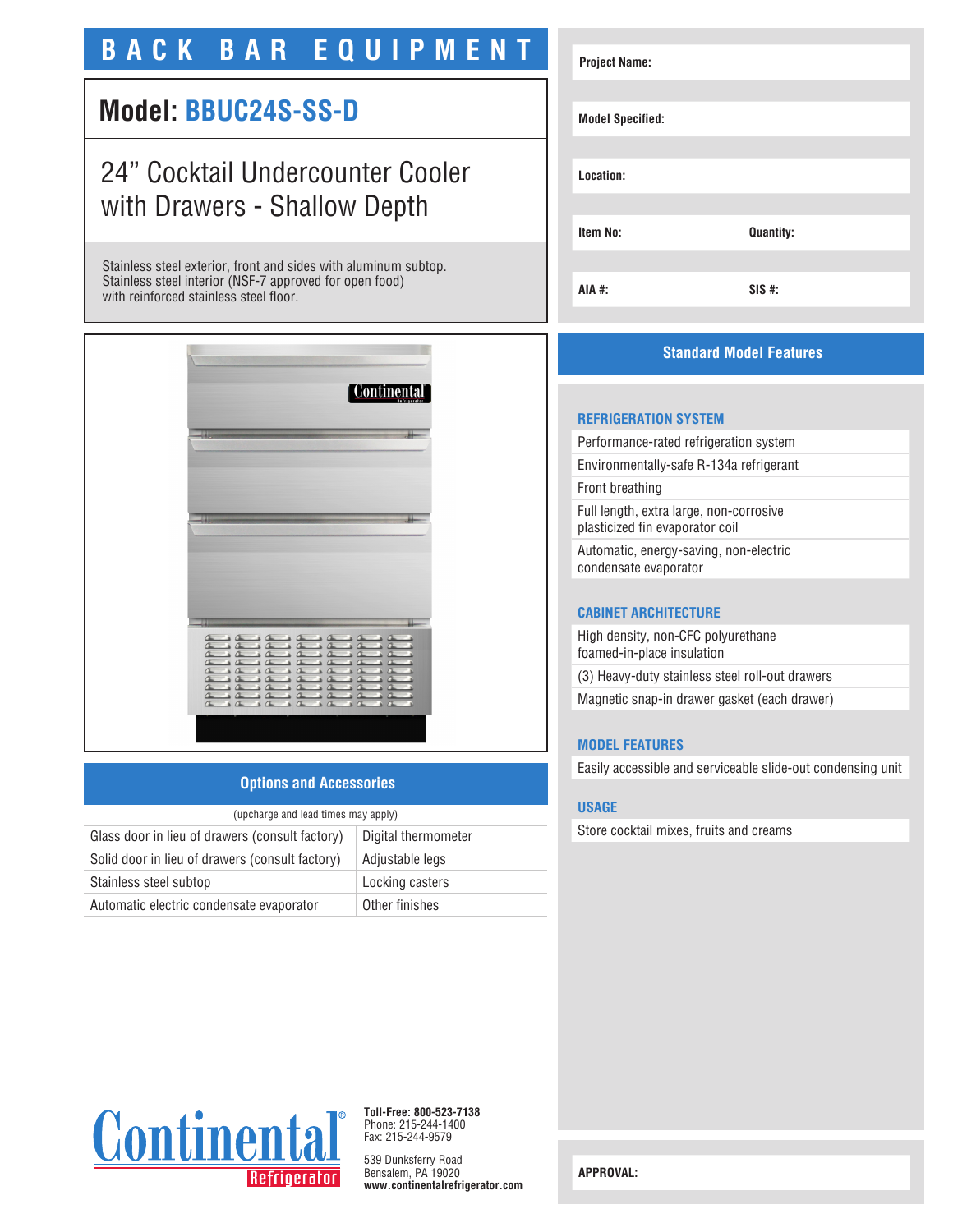# BACK BAR EQUIPMENT

## Model: BBUC24S-SS-D

24" Cocktail Undercounter Cooler with Drawers - Shallow Depth

Stainless steel exterior, front and sides with aluminum subtop.
Stainless steel interior (NSF-7 approved for open food)
with reinforced stainless steel floor.

| | |
|---|---|
| **Project Name:** | |
| **Model Specified:** | |
| **Location:** | |
| **Item No:** | **Quantity:** |
| **AIA #:** | **SIS #:** |

## Options and Accessories

(upcharge and lead times may apply)

| | |
|---|---|
| Glass door in lieu of drawers (consult factory) | Digital thermometer |
| Solid door in lieu of drawers (consult factory) | Adjustable legs |
| Stainless steel subtop | Locking casters |
| Automatic electric condensate evaporator | Other finishes |

## Standard Model Features

### REFRIGERATION SYSTEM

- Performance-rated refrigeration system
- Environmentally-safe R-134a refrigerant
- Front breathing
- Full length, extra large, non-corrosive plasticized fin evaporator coil
- Automatic, energy-saving, non-electric condensate evaporator

### CABINET ARCHITECTURE

- High density, non-CFC polyurethane foamed-in-place insulation
- (3) Heavy-duty stainless steel roll-out drawers
- Magnetic snap-in drawer gasket (each drawer)

### MODEL FEATURES

- Easily accessible and serviceable slide-out condensing unit

### USAGE

- Store cocktail mixes, fruits and creams

Continental® Refrigerator

**Toll-Free: 800-523-7138**
Phone: 215-244-1400
Fax: 215-244-9579

539 Dunksferry Road
Bensalem, PA 19020
**www.continentalrefrigerator.com**

**APPROVAL:**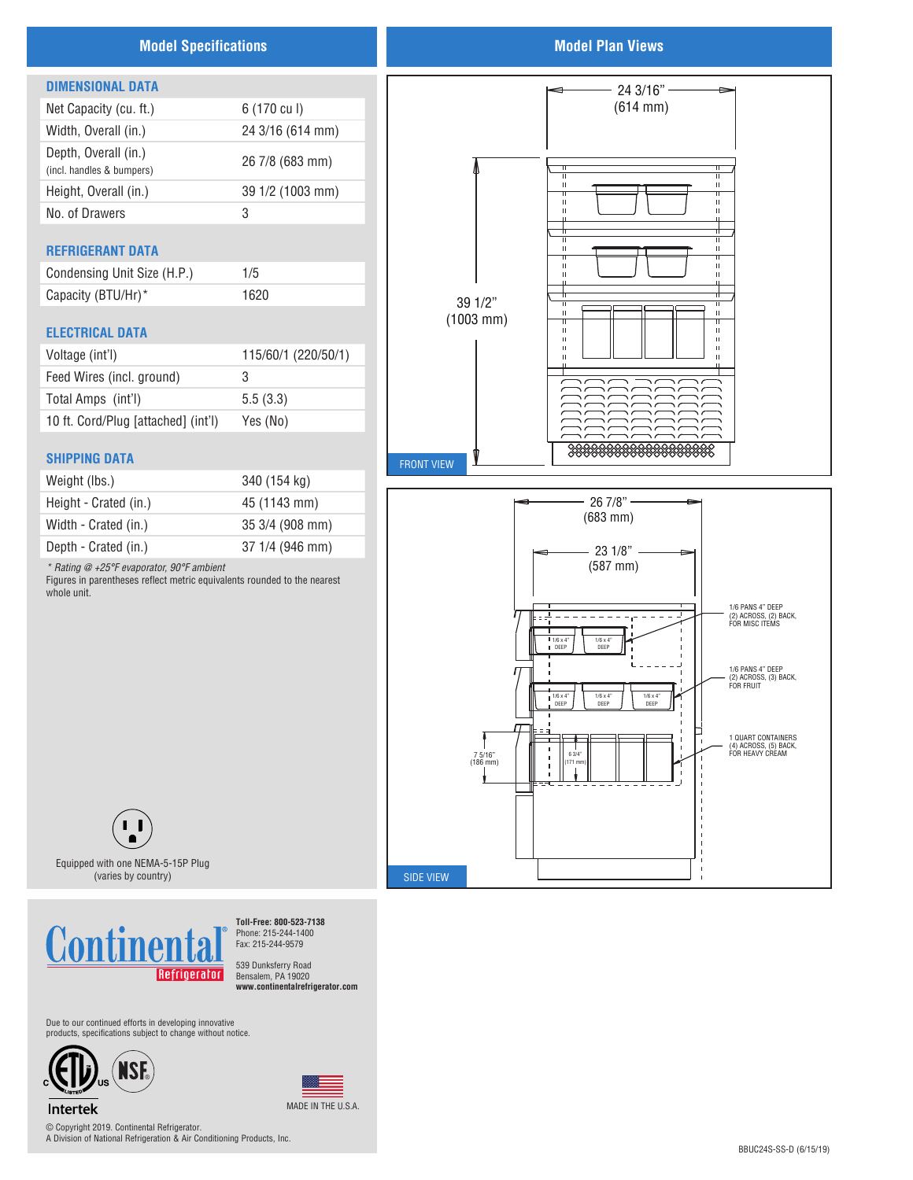## Model Specifications

### DIMENSIONAL DATA

| | |
|---|---|
| Net Capacity (cu. ft.) | 6 (170 cu l) |
| Width, Overall (in.) | 24 3/16 (614 mm) |
| Depth, Overall (in.) (incl. handles & bumpers) | 26 7/8 (683 mm) |
| Height, Overall (in.) | 39 1/2 (1003 mm) |
| No. of Drawers | 3 |

### REFRIGERANT DATA

| | |
|---|---|
| Condensing Unit Size (H.P.) | 1/5 |
| Capacity (BTU/Hr)* | 1620 |

### ELECTRICAL DATA

| | |
|---|---|
| Voltage (int'l) | 115/60/1 (220/50/1) |
| Feed Wires (incl. ground) | 3 |
| Total Amps (int'l) | 5.5 (3.3) |
| 10 ft. Cord/Plug [attached] (int'l) | Yes (No) |

### SHIPPING DATA

| | |
|---|---|
| Weight (lbs.) | 340 (154 kg) |
| Height - Crated (in.) | 45 (1143 mm) |
| Width - Crated (in.) | 35 3/4 (908 mm) |
| Depth - Crated (in.) | 37 1/4 (946 mm) |

*\* Rating @ +25°F evaporator, 90°F ambient*

Figures in parentheses reflect metric equivalents rounded to the nearest whole unit.

Equipped with one NEMA-5-15P Plug (varies by country)

## Model Plan Views

FRONT VIEW

24 3/16" (614 mm)

39 1/2" (1003 mm)

SIDE VIEW

26 7/8" (683 mm)

23 1/8" (587 mm)

1/6 PANS 4" DEEP (2) ACROSS, (2) BACK, FOR MISC ITEMS

1/6 PANS 4" DEEP (2) ACROSS, (3) BACK, FOR FRUIT

1 QUART CONTAINERS (4) ACROSS, (5) BACK, FOR HEAVY CREAM

1/6 x 4" DEEP

7 5/16" (186 mm)

6 3/4" (171 mm)

**Continental Refrigerator**

**Toll-Free: 800-523-7138**
Phone: 215-244-1400
Fax: 215-244-9579

539 Dunksferry Road
Bensalem, PA 19020
**www.continentalrefrigerator.com**

Due to our continued efforts in developing innovative products, specifications subject to change without notice.

Intertek

MADE IN THE U.S.A.

© Copyright 2019. Continental Refrigerator.
A Division of National Refrigeration & Air Conditioning Products, Inc.

BBUC24S-SS-D (6/15/19)